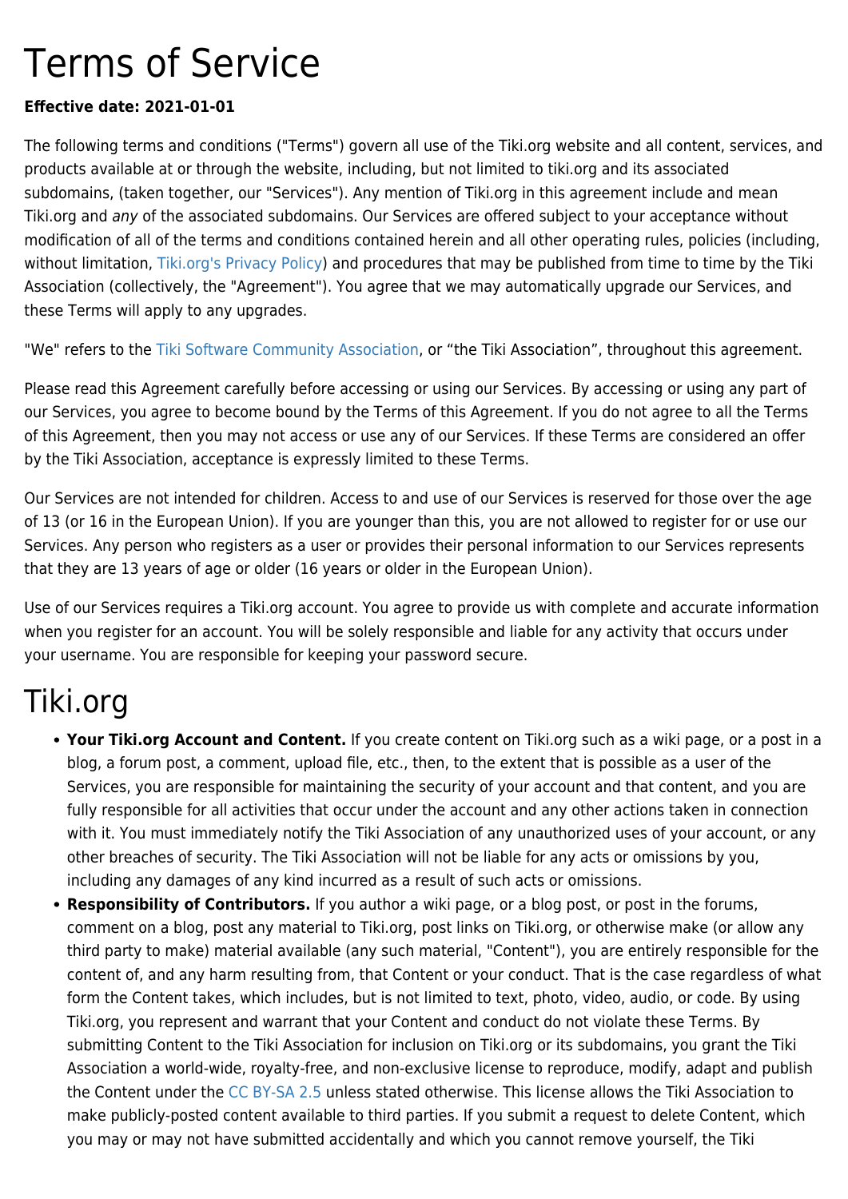# Terms of Service

**Effective date: 2021-01-01**

The following terms and conditions ("Terms") govern all use of the Tiki.org website and all content, services, and products available at or through the website, including, but not limited to tiki.org and its associated subdomains, (taken together, our "Services"). Any mention of Tiki.org in this agreement include and mean Tiki.org and *any* of the associated subdomains. Our Services are offered subject to your acceptance without modification of all of the terms and conditions contained herein and all other operating rules, policies (including, without limitation, Tiki.org's Privacy Policy) and procedures that may be published from time to time by the Tiki Association (collectively, the "Agreement"). You agree that we may automatically upgrade our Services, and these Terms will apply to any upgrades.

"We" refers to the Tiki Software Community Association, or "the Tiki Association", throughout this agreement.

Please read this Agreement carefully before accessing or using our Services. By accessing or using any part of our Services, you agree to become bound by the Terms of this Agreement. If you do not agree to all the Terms of this Agreement, then you may not access or use any of our Services. If these Terms are considered an offer by the Tiki Association, acceptance is expressly limited to these Terms.

Our Services are not intended for children. Access to and use of our Services is reserved for those over the age of 13 (or 16 in the European Union). If you are younger than this, you are not allowed to register for or use our Services. Any person who registers as a user or provides their personal information to our Services represents that they are 13 years of age or older (16 years or older in the European Union).

Use of our Services requires a Tiki.org account. You agree to provide us with complete and accurate information when you register for an account. You will be solely responsible and liable for any activity that occurs under your username. You are responsible for keeping your password secure.

# Tiki.org

- **Your Tiki.org Account and Content.** If you create content on Tiki.org such as a wiki page, or a post in a blog, a forum post, a comment, upload file, etc., then, to the extent that is possible as a user of the Services, you are responsible for maintaining the security of your account and that content, and you are fully responsible for all activities that occur under the account and any other actions taken in connection with it. You must immediately notify the Tiki Association of any unauthorized uses of your account, or any other breaches of security. The Tiki Association will not be liable for any acts or omissions by you, including any damages of any kind incurred as a result of such acts or omissions.
- **Responsibility of Contributors.** If you author a wiki page, or a blog post, or post in the forums, comment on a blog, post any material to Tiki.org, post links on Tiki.org, or otherwise make (or allow any third party to make) material available (any such material, "Content"), you are entirely responsible for the content of, and any harm resulting from, that Content or your conduct. That is the case regardless of what form the Content takes, which includes, but is not limited to text, photo, video, audio, or code. By using Tiki.org, you represent and warrant that your Content and conduct do not violate these Terms. By submitting Content to the Tiki Association for inclusion on Tiki.org or its subdomains, you grant the Tiki Association a world-wide, royalty-free, and non-exclusive license to reproduce, modify, adapt and publish the Content under the CC BY-SA 2.5 unless stated otherwise. This license allows the Tiki Association to make publicly-posted content available to third parties. If you submit a request to delete Content, which you may or may not have submitted accidentally and which you cannot remove yourself, the Tiki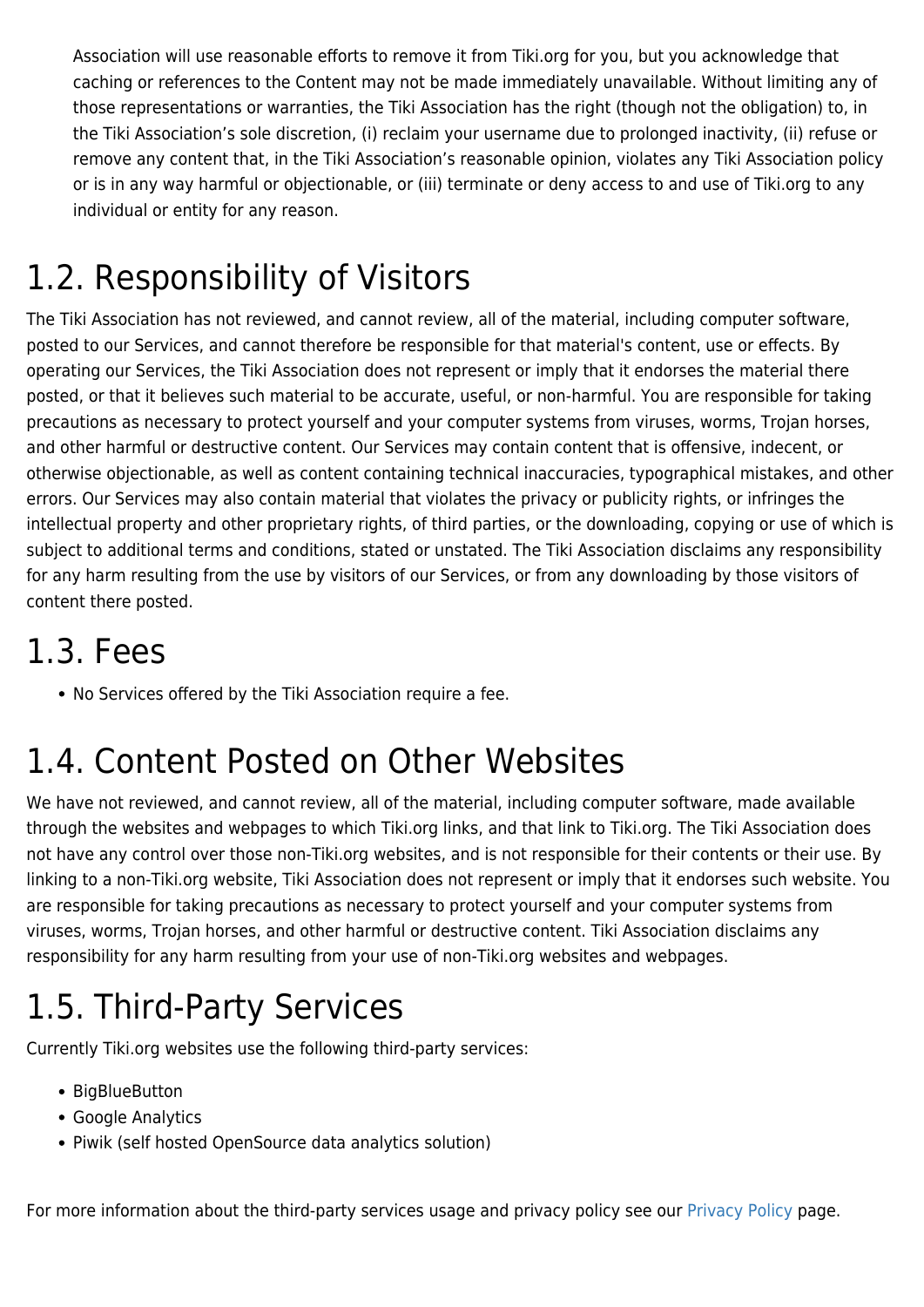Association will use reasonable efforts to remove it from Tiki.org for you, but you acknowledge that caching or references to the Content may not be made immediately unavailable. Without limiting any of those representations or warranties, the Tiki Association has the right (though not the obligation) to, in the Tiki Association's sole discretion, (i) reclaim your username due to prolonged inactivity, (ii) refuse or remove any content that, in the Tiki Association's reasonable opinion, violates any Tiki Association policy or is in any way harmful or objectionable, or (iii) terminate or deny access to and use of Tiki.org to any individual or entity for any reason.

# 1.2. Responsibility of Visitors

The Tiki Association has not reviewed, and cannot review, all of the material, including computer software, posted to our Services, and cannot therefore be responsible for that material's content, use or effects. By operating our Services, the Tiki Association does not represent or imply that it endorses the material there posted, or that it believes such material to be accurate, useful, or non-harmful. You are responsible for taking precautions as necessary to protect yourself and your computer systems from viruses, worms, Trojan horses, and other harmful or destructive content. Our Services may contain content that is offensive, indecent, or otherwise objectionable, as well as content containing technical inaccuracies, typographical mistakes, and other errors. Our Services may also contain material that violates the privacy or publicity rights, or infringes the intellectual property and other proprietary rights, of third parties, or the downloading, copying or use of which is subject to additional terms and conditions, stated or unstated. The Tiki Association disclaims any responsibility for any harm resulting from the use by visitors of our Services, or from any downloading by those visitors of content there posted.

# 1.3. Fees

- No Services offered by the Tiki Association require a fee.

# 1.4. Content Posted on Other Websites

We have not reviewed, and cannot review, all of the material, including computer software, made available through the websites and webpages to which Tiki.org links, and that link to Tiki.org. The Tiki Association does not have any control over those non-Tiki.org websites, and is not responsible for their contents or their use. By linking to a non-Tiki.org website, Tiki Association does not represent or imply that it endorses such website. You are responsible for taking precautions as necessary to protect yourself and your computer systems from viruses, worms, Trojan horses, and other harmful or destructive content. Tiki Association disclaims any responsibility for any harm resulting from your use of non-Tiki.org websites and webpages.

# 1.5. Third-Party Services

Currently Tiki.org websites use the following third-party services:

- BigBlueButton
- Google Analytics
- Piwik (self hosted OpenSource data analytics solution)

For more information about the third-party services usage and privacy policy see our Privacy Policy page.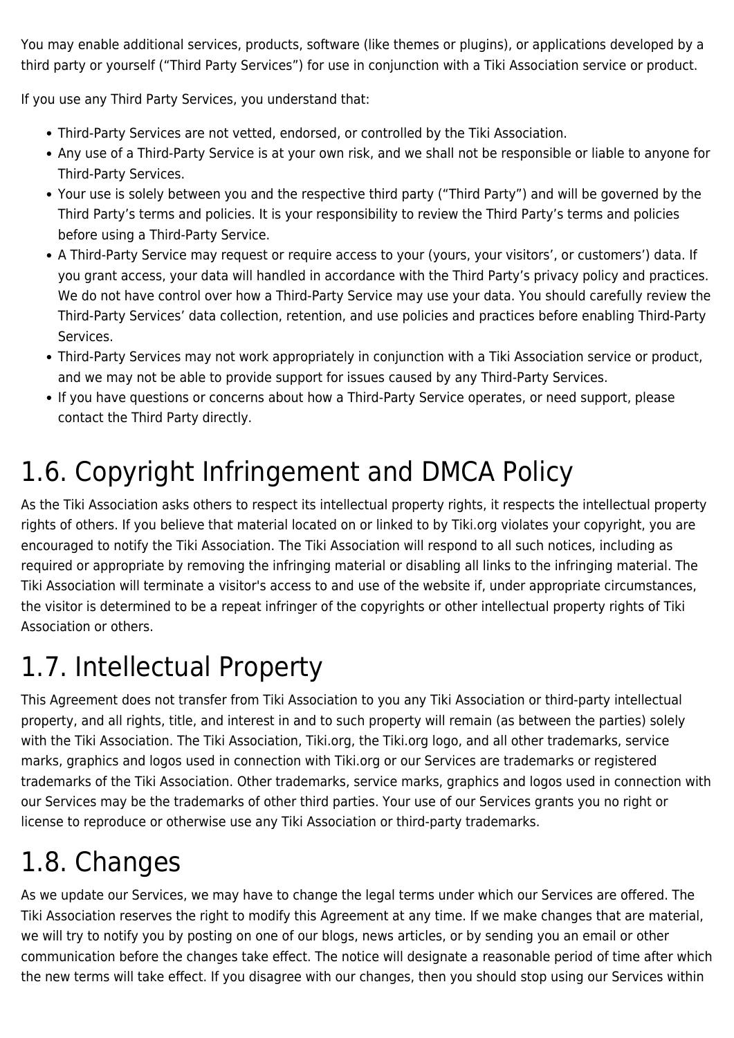You may enable additional services, products, software (like themes or plugins), or applications developed by a third party or yourself ("Third Party Services") for use in conjunction with a Tiki Association service or product.

If you use any Third Party Services, you understand that:

- Third-Party Services are not vetted, endorsed, or controlled by the Tiki Association.
- Any use of a Third-Party Service is at your own risk, and we shall not be responsible or liable to anyone for Third-Party Services.
- Your use is solely between you and the respective third party ("Third Party") and will be governed by the Third Party's terms and policies. It is your responsibility to review the Third Party's terms and policies before using a Third-Party Service.
- A Third-Party Service may request or require access to your (yours, your visitors', or customers') data. If you grant access, your data will handled in accordance with the Third Party's privacy policy and practices. We do not have control over how a Third-Party Service may use your data. You should carefully review the Third-Party Services' data collection, retention, and use policies and practices before enabling Third-Party Services.
- Third-Party Services may not work appropriately in conjunction with a Tiki Association service or product, and we may not be able to provide support for issues caused by any Third-Party Services.
- If you have questions or concerns about how a Third-Party Service operates, or need support, please contact the Third Party directly.

# 1.6. Copyright Infringement and DMCA Policy

As the Tiki Association asks others to respect its intellectual property rights, it respects the intellectual property rights of others. If you believe that material located on or linked to by Tiki.org violates your copyright, you are encouraged to notify the Tiki Association. The Tiki Association will respond to all such notices, including as required or appropriate by removing the infringing material or disabling all links to the infringing material. The Tiki Association will terminate a visitor's access to and use of the website if, under appropriate circumstances, the visitor is determined to be a repeat infringer of the copyrights or other intellectual property rights of Tiki Association or others.

# 1.7. Intellectual Property

This Agreement does not transfer from Tiki Association to you any Tiki Association or third-party intellectual property, and all rights, title, and interest in and to such property will remain (as between the parties) solely with the Tiki Association. The Tiki Association, Tiki.org, the Tiki.org logo, and all other trademarks, service marks, graphics and logos used in connection with Tiki.org or our Services are trademarks or registered trademarks of the Tiki Association. Other trademarks, service marks, graphics and logos used in connection with our Services may be the trademarks of other third parties. Your use of our Services grants you no right or license to reproduce or otherwise use any Tiki Association or third-party trademarks.

# 1.8. Changes

As we update our Services, we may have to change the legal terms under which our Services are offered. The Tiki Association reserves the right to modify this Agreement at any time. If we make changes that are material, we will try to notify you by posting on one of our blogs, news articles, or by sending you an email or other communication before the changes take effect. The notice will designate a reasonable period of time after which the new terms will take effect. If you disagree with our changes, then you should stop using our Services within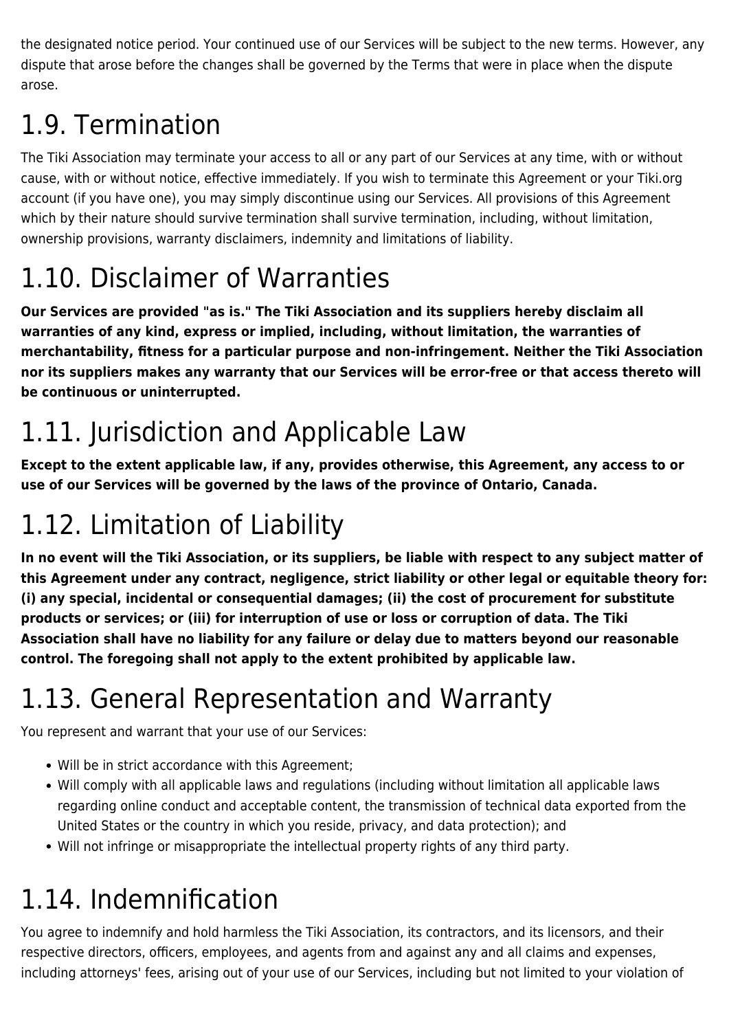the designated notice period. Your continued use of our Services will be subject to the new terms. However, any dispute that arose before the changes shall be governed by the Terms that were in place when the dispute arose.

# 1.9. Termination

The Tiki Association may terminate your access to all or any part of our Services at any time, with or without cause, with or without notice, effective immediately. If you wish to terminate this Agreement or your Tiki.org account (if you have one), you may simply discontinue using our Services. All provisions of this Agreement which by their nature should survive termination shall survive termination, including, without limitation, ownership provisions, warranty disclaimers, indemnity and limitations of liability.

# 1.10. Disclaimer of Warranties

**Our Services are provided "as is." The Tiki Association and its suppliers hereby disclaim all warranties of any kind, express or implied, including, without limitation, the warranties of merchantability, fitness for a particular purpose and non-infringement. Neither the Tiki Association nor its suppliers makes any warranty that our Services will be error-free or that access thereto will be continuous or uninterrupted.**

# 1.11. Jurisdiction and Applicable Law

**Except to the extent applicable law, if any, provides otherwise, this Agreement, any access to or use of our Services will be governed by the laws of the province of Ontario, Canada.**

# 1.12. Limitation of Liability

**In no event will the Tiki Association, or its suppliers, be liable with respect to any subject matter of this Agreement under any contract, negligence, strict liability or other legal or equitable theory for: (i) any special, incidental or consequential damages; (ii) the cost of procurement for substitute products or services; or (iii) for interruption of use or loss or corruption of data. The Tiki Association shall have no liability for any failure or delay due to matters beyond our reasonable control. The foregoing shall not apply to the extent prohibited by applicable law.**

# 1.13. General Representation and Warranty

You represent and warrant that your use of our Services:

- Will be in strict accordance with this Agreement;
- Will comply with all applicable laws and regulations (including without limitation all applicable laws regarding online conduct and acceptable content, the transmission of technical data exported from the United States or the country in which you reside, privacy, and data protection); and
- Will not infringe or misappropriate the intellectual property rights of any third party.

# 1.14. Indemnification

You agree to indemnify and hold harmless the Tiki Association, its contractors, and its licensors, and their respective directors, officers, employees, and agents from and against any and all claims and expenses, including attorneys' fees, arising out of your use of our Services, including but not limited to your violation of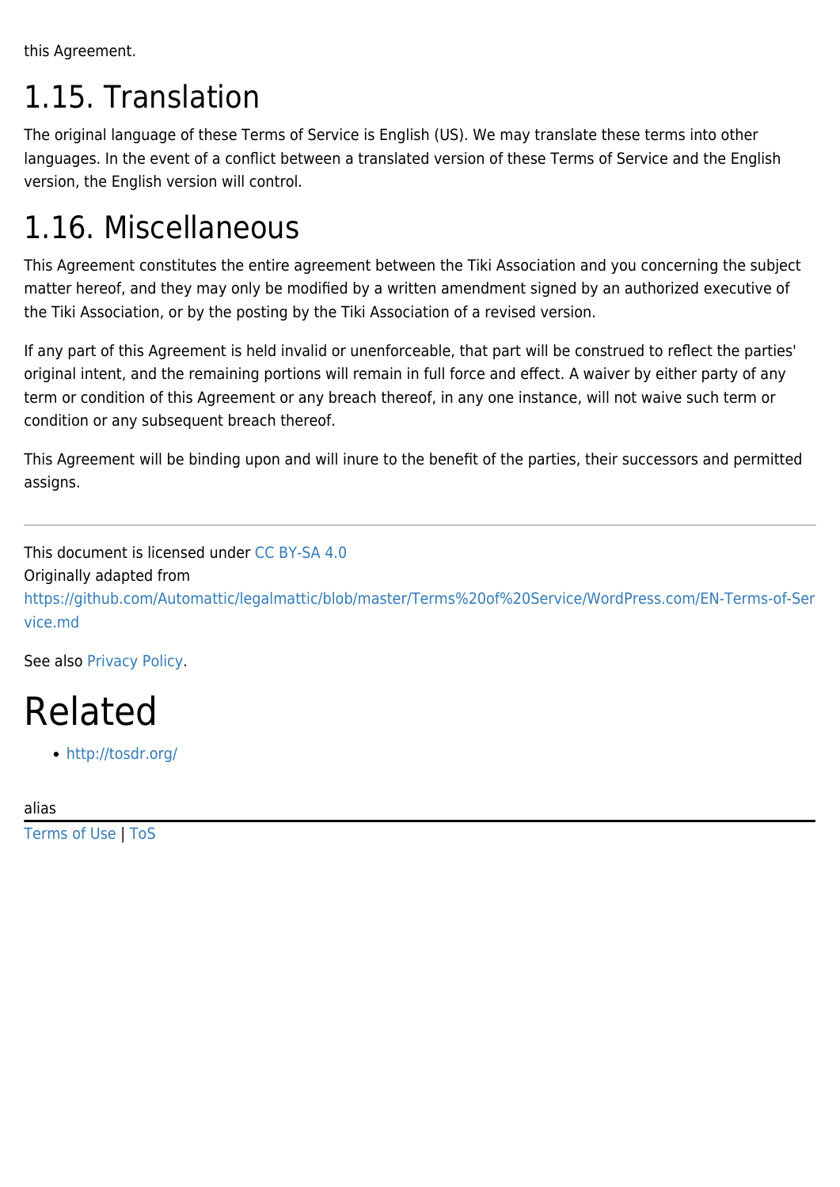this Agreement.

# 1.15. Translation

The original language of these Terms of Service is English (US). We may translate these terms into other languages. In the event of a conflict between a translated version of these Terms of Service and the English version, the English version will control.

# 1.16. Miscellaneous

This Agreement constitutes the entire agreement between the Tiki Association and you concerning the subject matter hereof, and they may only be modified by a written amendment signed by an authorized executive of the Tiki Association, or by the posting by the Tiki Association of a revised version.

If any part of this Agreement is held invalid or unenforceable, that part will be construed to reflect the parties' original intent, and the remaining portions will remain in full force and effect. A waiver by either party of any term or condition of this Agreement or any breach thereof, in any one instance, will not waive such term or condition or any subsequent breach thereof.

This Agreement will be binding upon and will inure to the benefit of the parties, their successors and permitted assigns.

---

This document is licensed under CC BY-SA 4.0
Originally adapted from
https://github.com/Automattic/legalmattic/blob/master/Terms%20of%20Service/WordPress.com/EN-Terms-of-Service.md

See also Privacy Policy.

# Related

- http://tosdr.org/

alias

---

Terms of Use | ToS